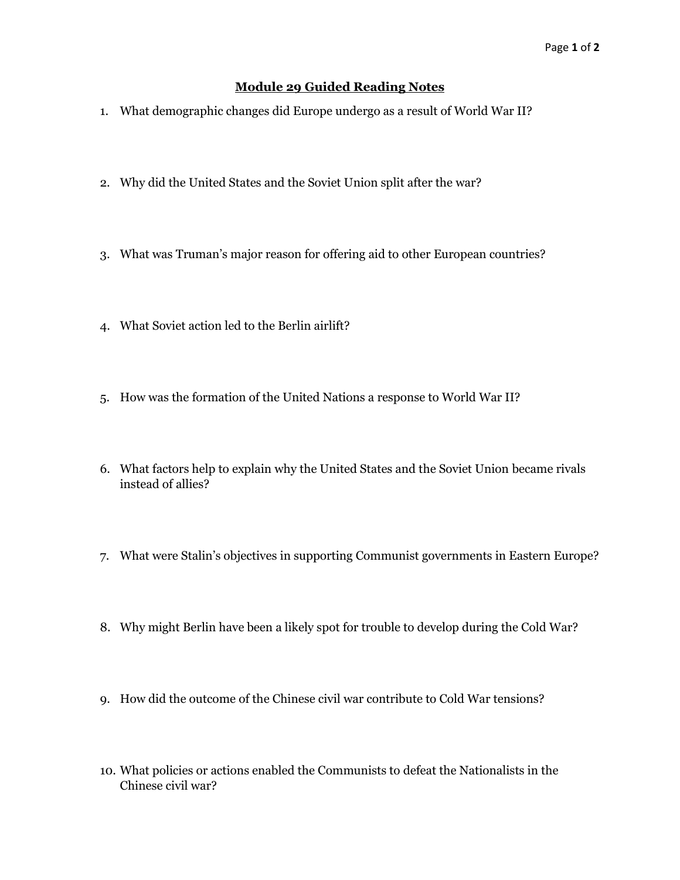# Module 29 Guided Reading Notes

1. What demographic changes did Europe undergo as a result of World War II?

2. Why did the United States and the Soviet Union split after the war?

3. What was Truman's major reason for offering aid to other European countries?

4. What Soviet action led to the Berlin airlift?

5. How was the formation of the United Nations a response to World War II?

6. What factors help to explain why the United States and the Soviet Union became rivals instead of allies?

7. What were Stalin's objectives in supporting Communist governments in Eastern Europe?

8. Why might Berlin have been a likely spot for trouble to develop during the Cold War?

9. How did the outcome of the Chinese civil war contribute to Cold War tensions?

10. What policies or actions enabled the Communists to defeat the Nationalists in the Chinese civil war?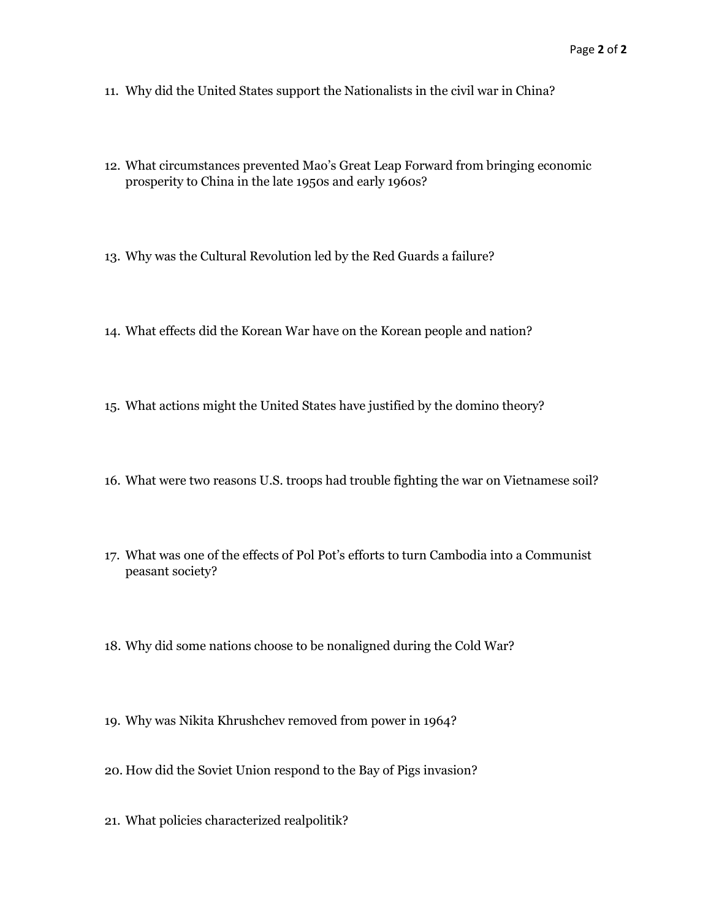11. Why did the United States support the Nationalists in the civil war in China?

12. What circumstances prevented Mao's Great Leap Forward from bringing economic prosperity to China in the late 1950s and early 1960s?

13. Why was the Cultural Revolution led by the Red Guards a failure?

14. What effects did the Korean War have on the Korean people and nation?

15. What actions might the United States have justified by the domino theory?

16. What were two reasons U.S. troops had trouble fighting the war on Vietnamese soil?

17. What was one of the effects of Pol Pot's efforts to turn Cambodia into a Communist peasant society?

18. Why did some nations choose to be nonaligned during the Cold War?

19. Why was Nikita Khrushchev removed from power in 1964?

20. How did the Soviet Union respond to the Bay of Pigs invasion?

21. What policies characterized realpolitik?